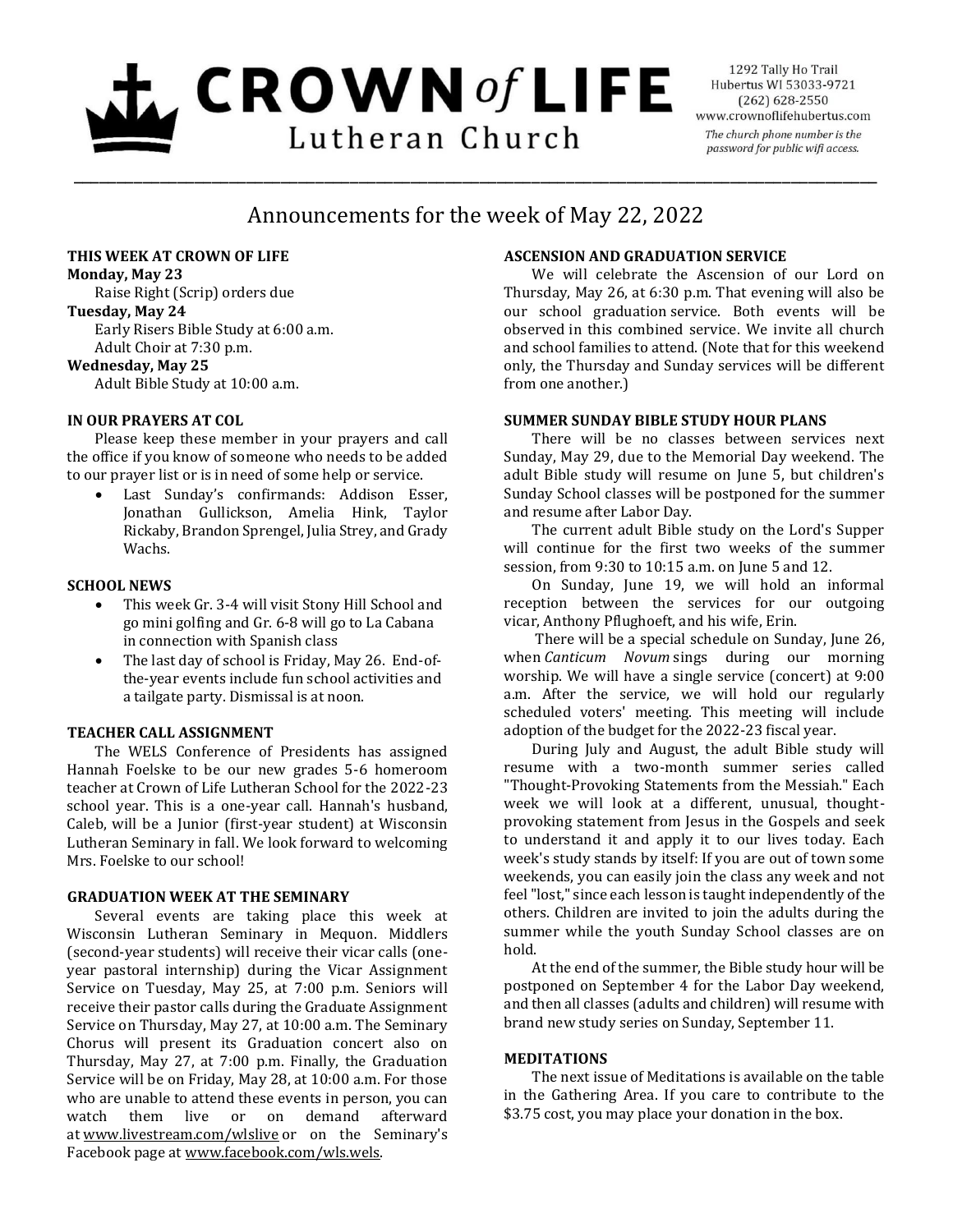# CROWN *of* LIFE Lutheran Church

1292 Tally Ho Trail
Hubertus WI 53033-9721
(262) 628-2550
www.crownoflifehubertus.com
*The church phone number is the password for public wifi access.*

## Announcements for the week of May 22, 2022

### THIS WEEK AT CROWN OF LIFE

**Monday, May 23**
Raise Right (Scrip) orders due

**Tuesday, May 24**
Early Risers Bible Study at 6:00 a.m.
Adult Choir at 7:30 p.m.

**Wednesday, May 25**
Adult Bible Study at 10:00 a.m.

### IN OUR PRAYERS AT COL

Please keep these member in your prayers and call the office if you know of someone who needs to be added to our prayer list or is in need of some help or service.

- Last Sunday's confirmands: Addison Esser, Jonathan Gullickson, Amelia Hink, Taylor Rickaby, Brandon Sprengel, Julia Strey, and Grady Wachs.

### SCHOOL NEWS

- This week Gr. 3-4 will visit Stony Hill School and go mini golfing and Gr. 6-8 will go to La Cabana in connection with Spanish class
- The last day of school is Friday, May 26. End-of-the-year events include fun school activities and a tailgate party. Dismissal is at noon.

### TEACHER CALL ASSIGNMENT

The WELS Conference of Presidents has assigned Hannah Foelske to be our new grades 5-6 homeroom teacher at Crown of Life Lutheran School for the 2022-23 school year. This is a one-year call. Hannah's husband, Caleb, will be a Junior (first-year student) at Wisconsin Lutheran Seminary in fall. We look forward to welcoming Mrs. Foelske to our school!

### GRADUATION WEEK AT THE SEMINARY

Several events are taking place this week at Wisconsin Lutheran Seminary in Mequon. Middlers (second-year students) will receive their vicar calls (one-year pastoral internship) during the Vicar Assignment Service on Tuesday, May 25, at 7:00 p.m. Seniors will receive their pastor calls during the Graduate Assignment Service on Thursday, May 27, at 10:00 a.m. The Seminary Chorus will present its Graduation concert also on Thursday, May 27, at 7:00 p.m. Finally, the Graduation Service will be on Friday, May 28, at 10:00 a.m. For those who are unable to attend these events in person, you can watch them live or on demand afterward at www.livestream.com/wlslive or on the Seminary's Facebook page at www.facebook.com/wls.wels.

### ASCENSION AND GRADUATION SERVICE

We will celebrate the Ascension of our Lord on Thursday, May 26, at 6:30 p.m. That evening will also be our school graduation service. Both events will be observed in this combined service. We invite all church and school families to attend. (Note that for this weekend only, the Thursday and Sunday services will be different from one another.)

### SUMMER SUNDAY BIBLE STUDY HOUR PLANS

There will be no classes between services next Sunday, May 29, due to the Memorial Day weekend. The adult Bible study will resume on June 5, but children's Sunday School classes will be postponed for the summer and resume after Labor Day.

The current adult Bible study on the Lord's Supper will continue for the first two weeks of the summer session, from 9:30 to 10:15 a.m. on June 5 and 12.

On Sunday, June 19, we will hold an informal reception between the services for our outgoing vicar, Anthony Pflughoeft, and his wife, Erin.

There will be a special schedule on Sunday, June 26, when *Canticum Novum* sings during our morning worship. We will have a single service (concert) at 9:00 a.m. After the service, we will hold our regularly scheduled voters' meeting. This meeting will include adoption of the budget for the 2022-23 fiscal year.

During July and August, the adult Bible study will resume with a two-month summer series called "Thought-Provoking Statements from the Messiah." Each week we will look at a different, unusual, thought-provoking statement from Jesus in the Gospels and seek to understand it and apply it to our lives today. Each week's study stands by itself: If you are out of town some weekends, you can easily join the class any week and not feel "lost," since each lesson is taught independently of the others. Children are invited to join the adults during the summer while the youth Sunday School classes are on hold.

At the end of the summer, the Bible study hour will be postponed on September 4 for the Labor Day weekend, and then all classes (adults and children) will resume with brand new study series on Sunday, September 11.

### MEDITATIONS

The next issue of Meditations is available on the table in the Gathering Area. If you care to contribute to the $3.75 cost, you may place your donation in the box.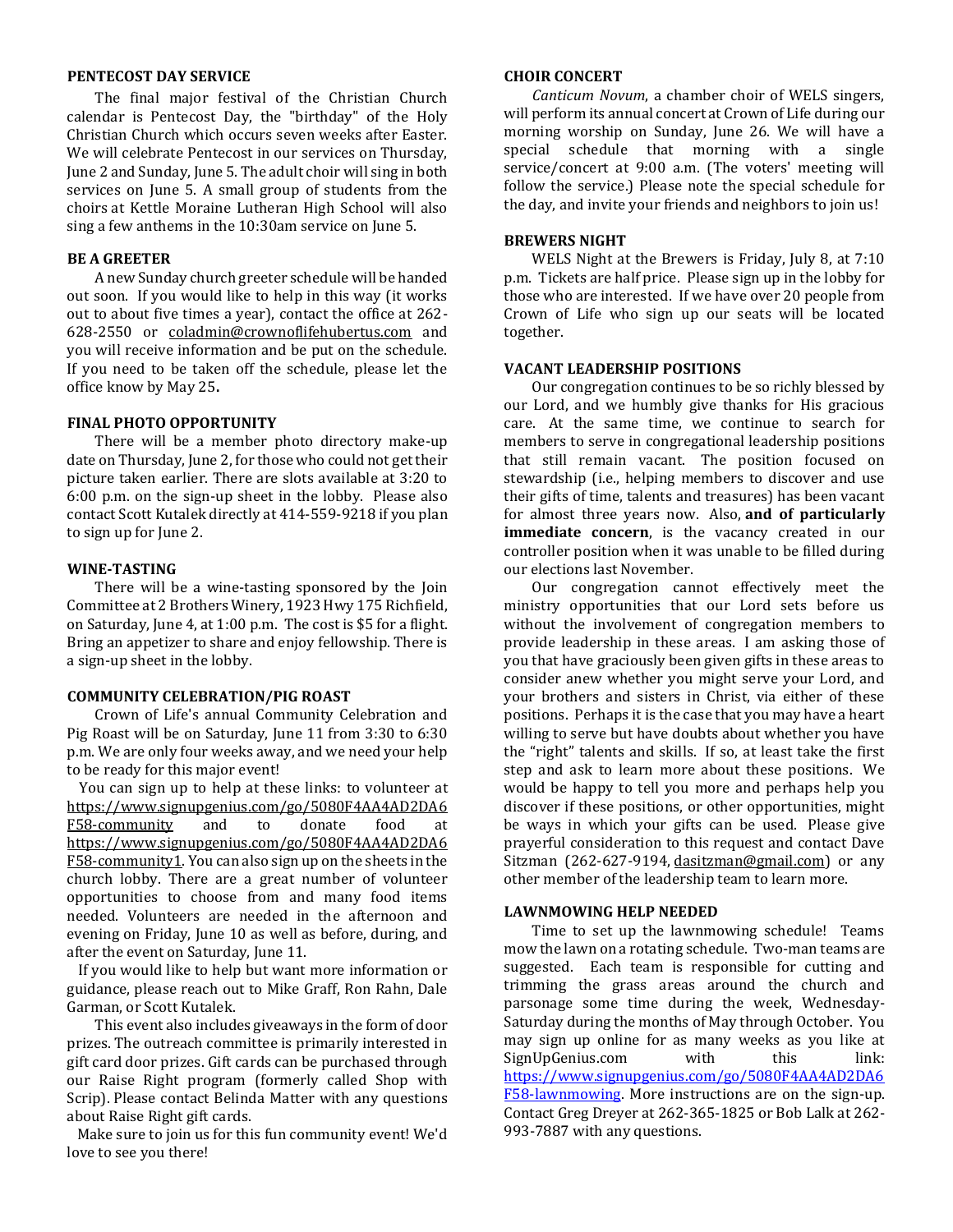### PENTECOST DAY SERVICE

The final major festival of the Christian Church calendar is Pentecost Day, the "birthday" of the Holy Christian Church which occurs seven weeks after Easter. We will celebrate Pentecost in our services on Thursday, June 2 and Sunday, June 5. The adult choir will sing in both services on June 5. A small group of students from the choirs at Kettle Moraine Lutheran High School will also sing a few anthems in the 10:30am service on June 5.

### BE A GREETER

A new Sunday church greeter schedule will be handed out soon. If you would like to help in this way (it works out to about five times a year), contact the office at 262-628-2550 or coladmin@crownoflifehubertus.com and you will receive information and be put on the schedule. If you need to be taken off the schedule, please let the office know by May 25**.**

### FINAL PHOTO OPPORTUNITY

There will be a member photo directory make-up date on Thursday, June 2, for those who could not get their picture taken earlier. There are slots available at 3:20 to 6:00 p.m. on the sign-up sheet in the lobby. Please also contact Scott Kutalek directly at 414-559-9218 if you plan to sign up for June 2.

### WINE-TASTING

There will be a wine-tasting sponsored by the Join Committee at 2 Brothers Winery, 1923 Hwy 175 Richfield, on Saturday, June 4, at 1:00 p.m. The cost is $5 for a flight. Bring an appetizer to share and enjoy fellowship. There is a sign-up sheet in the lobby.

### COMMUNITY CELEBRATION/PIG ROAST

Crown of Life's annual Community Celebration and Pig Roast will be on Saturday, June 11 from 3:30 to 6:30 p.m. We are only four weeks away, and we need your help to be ready for this major event!

You can sign up to help at these links: to volunteer at https://www.signupgenius.com/go/5080F4AA4AD2DA6F58-community and to donate food at https://www.signupgenius.com/go/5080F4AA4AD2DA6F58-community1. You can also sign up on the sheets in the church lobby. There are a great number of volunteer opportunities to choose from and many food items needed. Volunteers are needed in the afternoon and evening on Friday, June 10 as well as before, during, and after the event on Saturday, June 11.

If you would like to help but want more information or guidance, please reach out to Mike Graff, Ron Rahn, Dale Garman, or Scott Kutalek.

This event also includes giveaways in the form of door prizes. The outreach committee is primarily interested in gift card door prizes. Gift cards can be purchased through our Raise Right program (formerly called Shop with Scrip). Please contact Belinda Matter with any questions about Raise Right gift cards.

Make sure to join us for this fun community event! We'd love to see you there!

### CHOIR CONCERT

*Canticum Novum*, a chamber choir of WELS singers, will perform its annual concert at Crown of Life during our morning worship on Sunday, June 26. We will have a special schedule that morning with a single service/concert at 9:00 a.m. (The voters' meeting will follow the service.) Please note the special schedule for the day, and invite your friends and neighbors to join us!

### BREWERS NIGHT

WELS Night at the Brewers is Friday, July 8, at 7:10 p.m. Tickets are half price. Please sign up in the lobby for those who are interested. If we have over 20 people from Crown of Life who sign up our seats will be located together.

### VACANT LEADERSHIP POSITIONS

Our congregation continues to be so richly blessed by our Lord, and we humbly give thanks for His gracious care. At the same time, we continue to search for members to serve in congregational leadership positions that still remain vacant. The position focused on stewardship (i.e., helping members to discover and use their gifts of time, talents and treasures) has been vacant for almost three years now. Also, **and of particularly immediate concern**, is the vacancy created in our controller position when it was unable to be filled during our elections last November.

Our congregation cannot effectively meet the ministry opportunities that our Lord sets before us without the involvement of congregation members to provide leadership in these areas. I am asking those of you that have graciously been given gifts in these areas to consider anew whether you might serve your Lord, and your brothers and sisters in Christ, via either of these positions. Perhaps it is the case that you may have a heart willing to serve but have doubts about whether you have the "right" talents and skills. If so, at least take the first step and ask to learn more about these positions. We would be happy to tell you more and perhaps help you discover if these positions, or other opportunities, might be ways in which your gifts can be used. Please give prayerful consideration to this request and contact Dave Sitzman (262-627-9194, dasitzman@gmail.com) or any other member of the leadership team to learn more.

### LAWNMOWING HELP NEEDED

Time to set up the lawnmowing schedule! Teams mow the lawn on a rotating schedule. Two-man teams are suggested. Each team is responsible for cutting and trimming the grass areas around the church and parsonage some time during the week, Wednesday-Saturday during the months of May through October. You may sign up online for as many weeks as you like at SignUpGenius.com with this link: https://www.signupgenius.com/go/5080F4AA4AD2DA6F58-lawnmowing. More instructions are on the sign-up. Contact Greg Dreyer at 262-365-1825 or Bob Lalk at 262-993-7887 with any questions.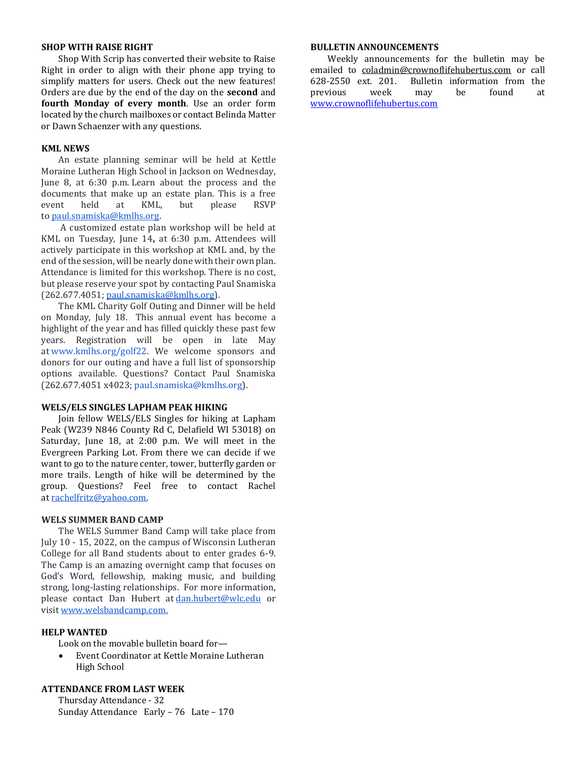### SHOP WITH RAISE RIGHT

Shop With Scrip has converted their website to Raise Right in order to align with their phone app trying to simplify matters for users. Check out the new features! Orders are due by the end of the day on the **second** and **fourth Monday of every month**. Use an order form located by the church mailboxes or contact Belinda Matter or Dawn Schaenzer with any questions.

### KML NEWS

An estate planning seminar will be held at Kettle Moraine Lutheran High School in Jackson on Wednesday, June 8, at 6:30 p.m. Learn about the process and the documents that make up an estate plan. This is a free event held at KML, but please RSVP to paul.snamiska@kmlhs.org.

A customized estate plan workshop will be held at KML on Tuesday, June 14**,** at 6:30 p.m. Attendees will actively participate in this workshop at KML and, by the end of the session, will be nearly done with their own plan. Attendance is limited for this workshop. There is no cost, but please reserve your spot by contacting Paul Snamiska (262.677.4051; paul.snamiska@kmlhs.org).

The KML Charity Golf Outing and Dinner will be held on Monday, July 18. This annual event has become a highlight of the year and has filled quickly these past few years. Registration will be open in late May at www.kmlhs.org/golf22. We welcome sponsors and donors for our outing and have a full list of sponsorship options available. Questions? Contact Paul Snamiska (262.677.4051 x4023; paul.snamiska@kmlhs.org).

### WELS/ELS SINGLES LAPHAM PEAK HIKING

Join fellow WELS/ELS Singles for hiking at Lapham Peak (W239 N846 County Rd C, Delafield WI 53018) on Saturday, June 18, at 2:00 p.m. We will meet in the Evergreen Parking Lot. From there we can decide if we want to go to the nature center, tower, butterfly garden or more trails. Length of hike will be determined by the group. Questions? Feel free to contact Rachel at rachelfritz@yahoo.com.

### WELS SUMMER BAND CAMP

The WELS Summer Band Camp will take place from July 10 - 15, 2022, on the campus of Wisconsin Lutheran College for all Band students about to enter grades 6-9. The Camp is an amazing overnight camp that focuses on God's Word, fellowship, making music, and building strong, long-lasting relationships. For more information, please contact Dan Hubert at dan.hubert@wlc.edu or visit www.welsbandcamp.com.

### HELP WANTED

Look on the movable bulletin board for—

- Event Coordinator at Kettle Moraine Lutheran High School

### ATTENDANCE FROM LAST WEEK

Thursday Attendance - 32
Sunday Attendance Early – 76 Late – 170

### BULLETIN ANNOUNCEMENTS

Weekly announcements for the bulletin may be emailed to coladmin@crownoflifehubertus.com or call 628-2550 ext. 201. Bulletin information from the previous week may be found at www.crownoflifehubertus.com